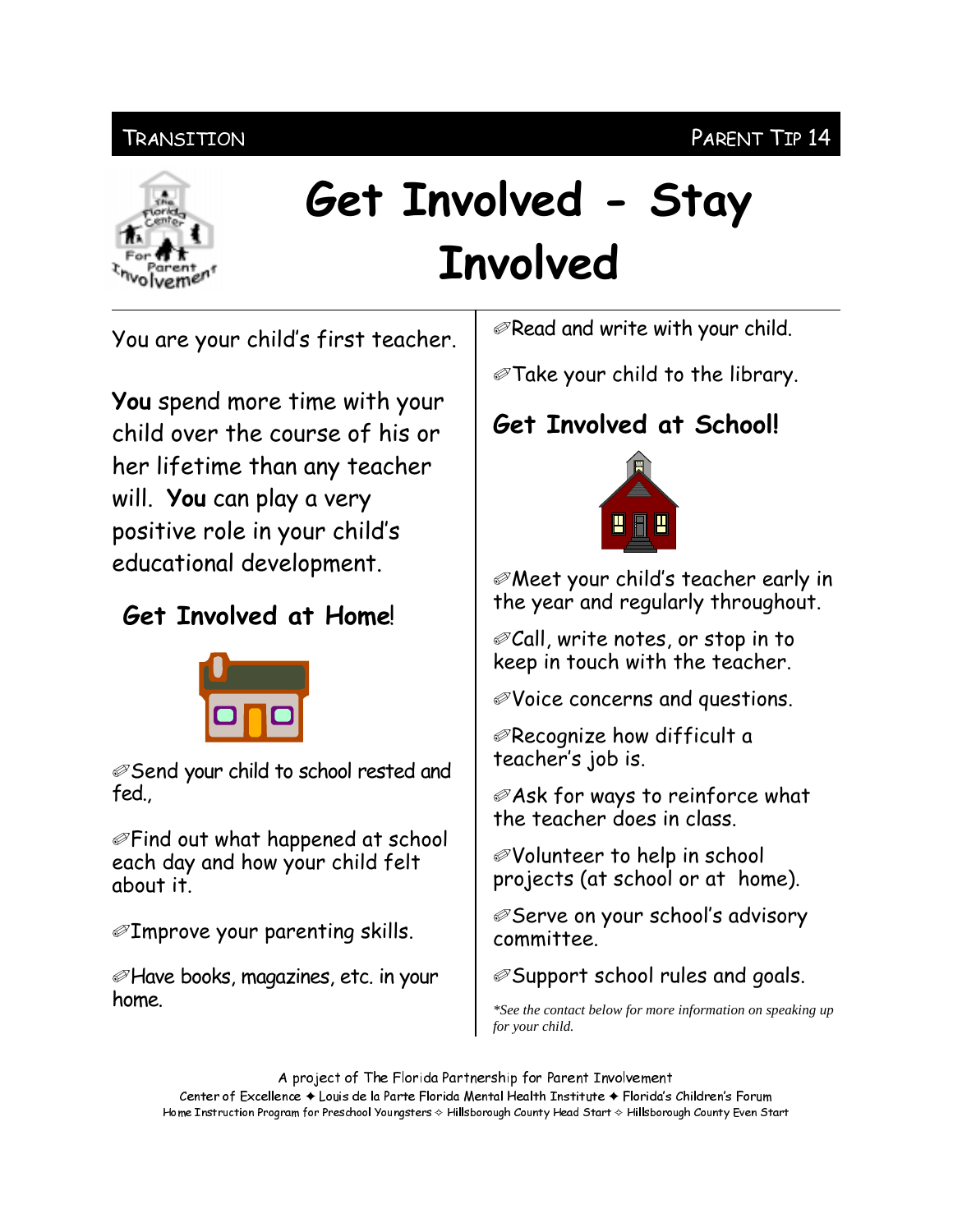TRANSITION PARENT TIP 14

# Get Involved - Stay Involved

You are your child's first teacher.

**You** spend more time with your child over the course of his or her lifetime than any teacher will. **You** can play a very positive role in your child's educational development.

## Get Involved at Home!

- Send your child to school rested and fed.,
- Find out what happened at school each day and how your child felt about it.
- Improve your parenting skills.
- Have books, magazines, etc. in your home.
- Read and write with your child.
- Take your child to the library.

## Get Involved at School!

- Meet your child's teacher early in the year and regularly throughout.
- Call, write notes, or stop in to keep in touch with the teacher.
- Voice concerns and questions.
- Recognize how difficult a teacher's job is.
- Ask for ways to reinforce what the teacher does in class.
- Volunteer to help in school projects (at school or at home).
- Serve on your school's advisory committee.
- Support school rules and goals.

*\*See the contact below for more information on speaking up for your child.*

A project of The Florida Partnership for Parent Involvement

Center of Excellence ✦ Louis de la Parte Florida Mental Health Institute ✦ Florida's Children's Forum

Home Instruction Program for Preschool Youngsters ✧ Hillsborough County Head Start ✧ Hillsborough County Even Start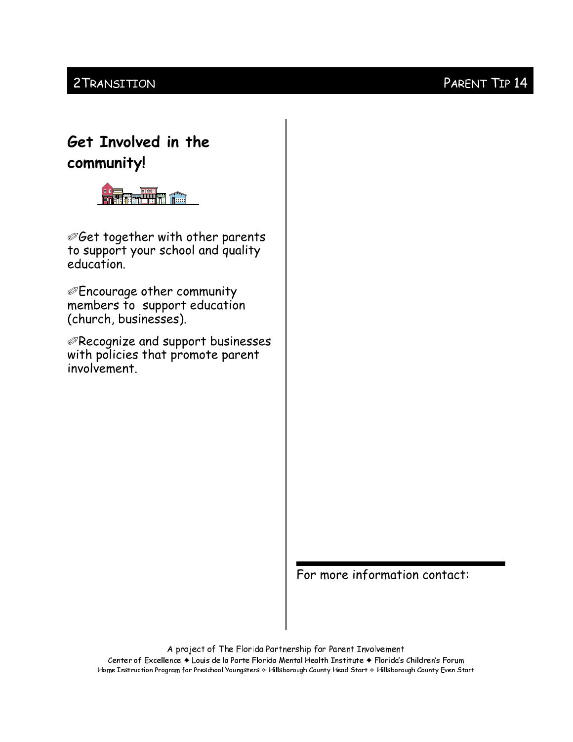## Get Involved in the community!

✐Get together with other parents to support your school and quality education.

✐Encourage other community members to support education (church, businesses).

✐Recognize and support businesses with policies that promote parent involvement.

For more information contact:

A project of The Florida Partnership for Parent Involvement
Center of Excellence ✦ Louis de la Parte Florida Mental Health Institute ✦ Florida's Children's Forum
Home Instruction Program for Preschool Youngsters ✧ Hillsborough County Head Start ✧ Hillsborough County Even Start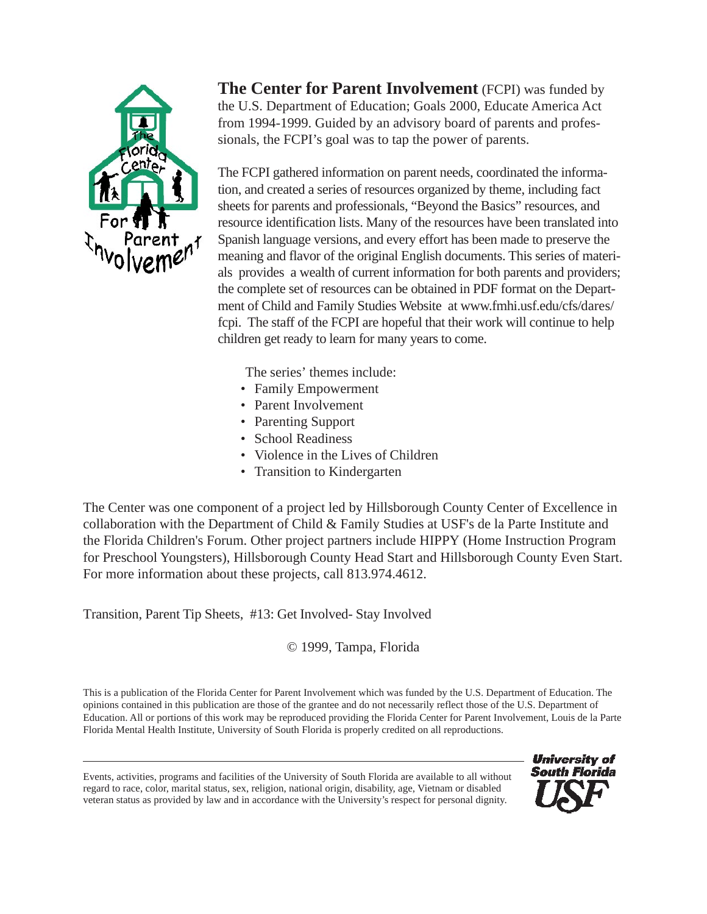**The Center for Parent Involvement** (FCPI) was funded by the U.S. Department of Education; Goals 2000, Educate America Act from 1994-1999. Guided by an advisory board of parents and professionals, the FCPI's goal was to tap the power of parents.

The FCPI gathered information on parent needs, coordinated the information, and created a series of resources organized by theme, including fact sheets for parents and professionals, "Beyond the Basics" resources, and resource identification lists. Many of the resources have been translated into Spanish language versions, and every effort has been made to preserve the meaning and flavor of the original English documents. This series of materials provides a wealth of current information for both parents and providers; the complete set of resources can be obtained in PDF format on the Department of Child and Family Studies Website at www.fmhi.usf.edu/cfs/dares/fcpi. The staff of the FCPI are hopeful that their work will continue to help children get ready to learn for many years to come.

The series' themes include:

- Family Empowerment
- Parent Involvement
- Parenting Support
- School Readiness
- Violence in the Lives of Children
- Transition to Kindergarten

The Center was one component of a project led by Hillsborough County Center of Excellence in collaboration with the Department of Child & Family Studies at USF's de la Parte Institute and the Florida Children's Forum. Other project partners include HIPPY (Home Instruction Program for Preschool Youngsters), Hillsborough County Head Start and Hillsborough County Even Start. For more information about these projects, call 813.974.4612.

Transition, Parent Tip Sheets, #13: Get Involved- Stay Involved

© 1999, Tampa, Florida

This is a publication of the Florida Center for Parent Involvement which was funded by the U.S. Department of Education. The opinions contained in this publication are those of the grantee and do not necessarily reflect those of the U.S. Department of Education. All or portions of this work may be reproduced providing the Florida Center for Parent Involvement, Louis de la Parte Florida Mental Health Institute, University of South Florida is properly credited on all reproductions.

---

Events, activities, programs and facilities of the University of South Florida are available to all without regard to race, color, marital status, sex, religion, national origin, disability, age, Vietnam or disabled veteran status as provided by law and in accordance with the University's respect for personal dignity.

University of South Florida
USF